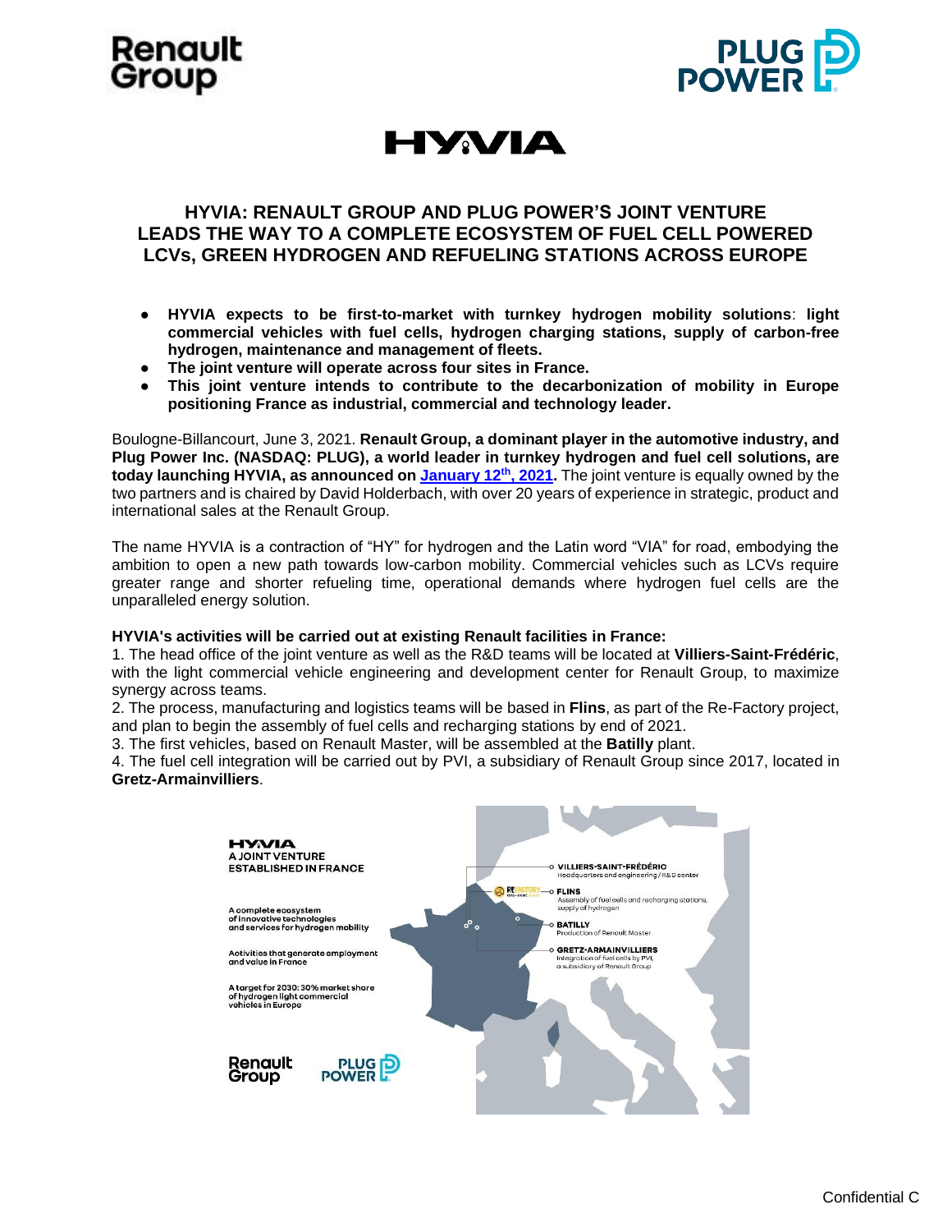# HYVIA: RENAULT GROUP AND PLUG POWER'S JOINT VENTURE LEADS THE WAY TO A COMPLETE ECOSYSTEM OF FUEL CELL POWERED LCVs, GREEN HYDROGEN AND REFUELING STATIONS ACROSS EUROPE

- **HYVIA expects to be first-to-market with turnkey hydrogen mobility solutions**: **light commercial vehicles with fuel cells, hydrogen charging stations, supply of carbon-free hydrogen, maintenance and management of fleets.**
- **The joint venture will operate across four sites in France.**
- **This joint venture intends to contribute to the decarbonization of mobility in Europe positioning France as industrial, commercial and technology leader.**

Boulogne-Billancourt, June 3, 2021. **Renault Group, a dominant player in the automotive industry, and Plug Power Inc. (NASDAQ: PLUG), a world leader in turnkey hydrogen and fuel cell solutions, are today launching HYVIA, as announced on January 12th, 2021.** The joint venture is equally owned by the two partners and is chaired by David Holderbach, with over 20 years of experience in strategic, product and international sales at the Renault Group.

The name HYVIA is a contraction of "HY" for hydrogen and the Latin word "VIA" for road, embodying the ambition to open a new path towards low-carbon mobility. Commercial vehicles such as LCVs require greater range and shorter refueling time, operational demands where hydrogen fuel cells are the unparalleled energy solution.

**HYVIA's activities will be carried out at existing Renault facilities in France:**

1. The head office of the joint venture as well as the R&D teams will be located at **Villiers-Saint-Frédéric**, with the light commercial vehicle engineering and development center for Renault Group, to maximize synergy across teams.
2. The process, manufacturing and logistics teams will be based in **Flins**, as part of the Re-Factory project, and plan to begin the assembly of fuel cells and recharging stations by end of 2021.
3. The first vehicles, based on Renault Master, will be assembled at the **Batilly** plant.
4. The fuel cell integration will be carried out by PVI, a subsidiary of Renault Group since 2017, located in **Gretz-Armainvilliers**.

HYVIA
A JOINT VENTURE ESTABLISHED IN FRANCE

A complete ecosystem of innovative technologies and services for hydrogen mobility

Activities that generate employment and value in France

A target for 2030: 30% market share of hydrogen light commercial vehicles in Europe

- VILLIERS-SAINT-FRÉDÉRIC: Headquarters and engineering / R&D center
- FLINS: Assembly of fuel cells and recharging stations, supply of hydrogen
- BATILLY: Production of Renault Master
- GRETZ-ARMAINVILLIERS: Integration of fuel cells by PVI, a subsidiary of Renault Group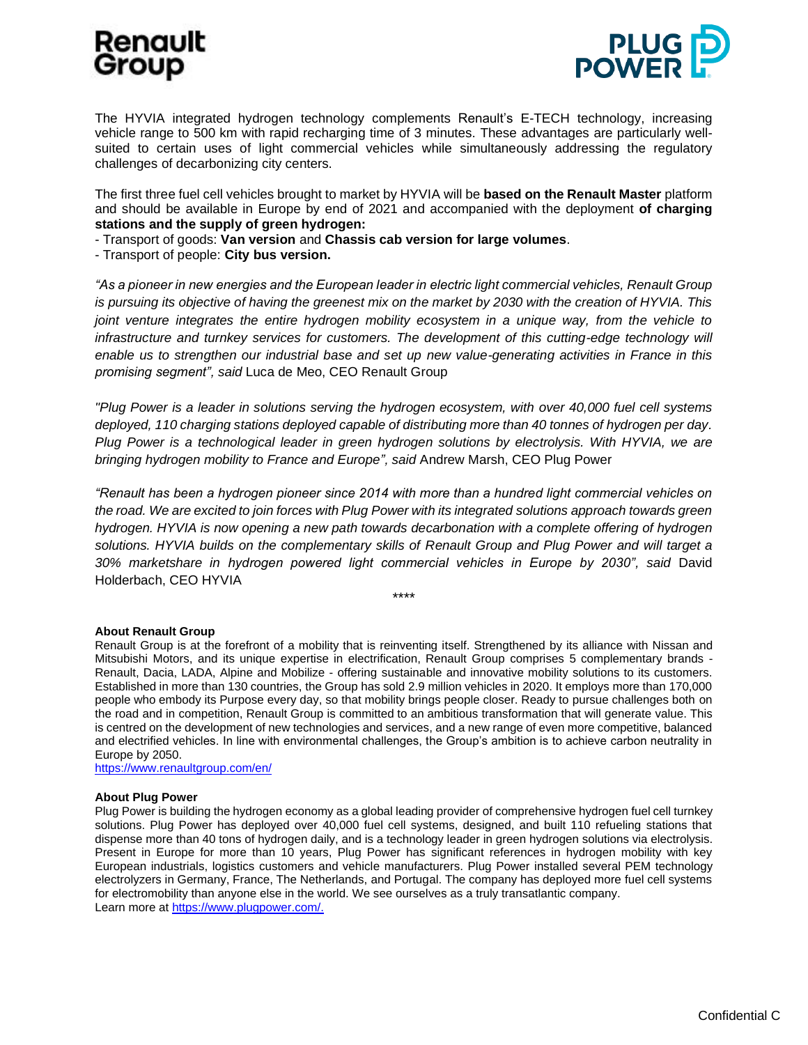The HYVIA integrated hydrogen technology complements Renault's E-TECH technology, increasing vehicle range to 500 km with rapid recharging time of 3 minutes. These advantages are particularly well-suited to certain uses of light commercial vehicles while simultaneously addressing the regulatory challenges of decarbonizing city centers.

The first three fuel cell vehicles brought to market by HYVIA will be **based on the Renault Master** platform and should be available in Europe by end of 2021 and accompanied with the deployment **of charging stations and the supply of green hydrogen:**

- Transport of goods: **Van version** and **Chassis cab version for large volumes**.
- Transport of people: **City bus version.**

*"As a pioneer in new energies and the European leader in electric light commercial vehicles, Renault Group is pursuing its objective of having the greenest mix on the market by 2030 with the creation of HYVIA. This joint venture integrates the entire hydrogen mobility ecosystem in a unique way, from the vehicle to infrastructure and turnkey services for customers. The development of this cutting-edge technology will enable us to strengthen our industrial base and set up new value-generating activities in France in this promising segment", said* Luca de Meo, CEO Renault Group

*"Plug Power is a leader in solutions serving the hydrogen ecosystem, with over 40,000 fuel cell systems deployed, 110 charging stations deployed capable of distributing more than 40 tonnes of hydrogen per day. Plug Power is a technological leader in green hydrogen solutions by electrolysis. With HYVIA, we are bringing hydrogen mobility to France and Europe", said* Andrew Marsh, CEO Plug Power

*"Renault has been a hydrogen pioneer since 2014 with more than a hundred light commercial vehicles on the road. We are excited to join forces with Plug Power with its integrated solutions approach towards green hydrogen. HYVIA is now opening a new path towards decarbonation with a complete offering of hydrogen solutions. HYVIA builds on the complementary skills of Renault Group and Plug Power and will target a 30% marketshare in hydrogen powered light commercial vehicles in Europe by 2030", said* David Holderbach, CEO HYVIA

\*\*\*\*

**About Renault Group**

Renault Group is at the forefront of a mobility that is reinventing itself. Strengthened by its alliance with Nissan and Mitsubishi Motors, and its unique expertise in electrification, Renault Group comprises 5 complementary brands - Renault, Dacia, LADA, Alpine and Mobilize - offering sustainable and innovative mobility solutions to its customers. Established in more than 130 countries, the Group has sold 2.9 million vehicles in 2020. It employs more than 170,000 people who embody its Purpose every day, so that mobility brings people closer. Ready to pursue challenges both on the road and in competition, Renault Group is committed to an ambitious transformation that will generate value. This is centred on the development of new technologies and services, and a new range of even more competitive, balanced and electrified vehicles. In line with environmental challenges, the Group's ambition is to achieve carbon neutrality in Europe by 2050.
https://www.renaultgroup.com/en/

**About Plug Power**

Plug Power is building the hydrogen economy as a global leading provider of comprehensive hydrogen fuel cell turnkey solutions. Plug Power has deployed over 40,000 fuel cell systems, designed, and built 110 refueling stations that dispense more than 40 tons of hydrogen daily, and is a technology leader in green hydrogen solutions via electrolysis. Present in Europe for more than 10 years, Plug Power has significant references in hydrogen mobility with key European industrials, logistics customers and vehicle manufacturers. Plug Power installed several PEM technology electrolyzers in Germany, France, The Netherlands, and Portugal. The company has deployed more fuel cell systems for electromobility than anyone else in the world. We see ourselves as a truly transatlantic company.
Learn more at https://www.plugpower.com/.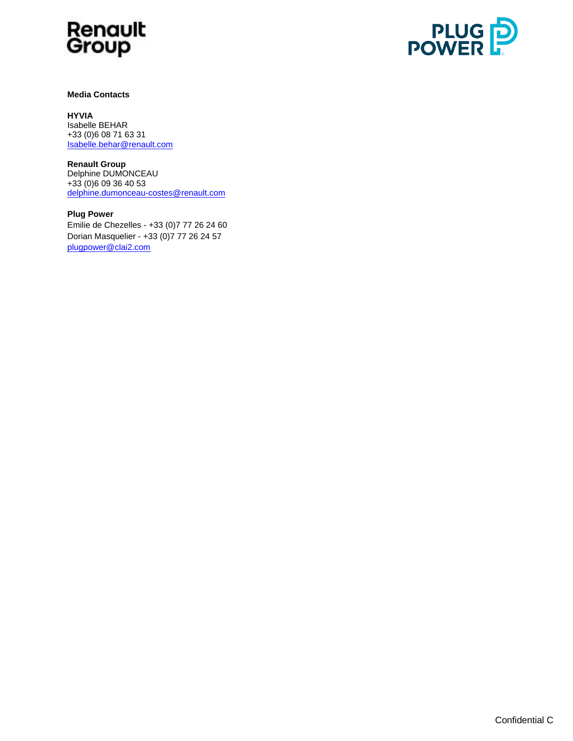**Media Contacts**

**HYVIA**
Isabelle BEHAR
+33 (0)6 08 71 63 31
Isabelle.behar@renault.com

**Renault Group**
Delphine DUMONCEAU
+33 (0)6 09 36 40 53
delphine.dumonceau-costes@renault.com

**Plug Power**
Emilie de Chezelles - +33 (0)7 77 26 24 60
Dorian Masquelier - +33 (0)7 77 26 24 57
plugpower@clai2.com